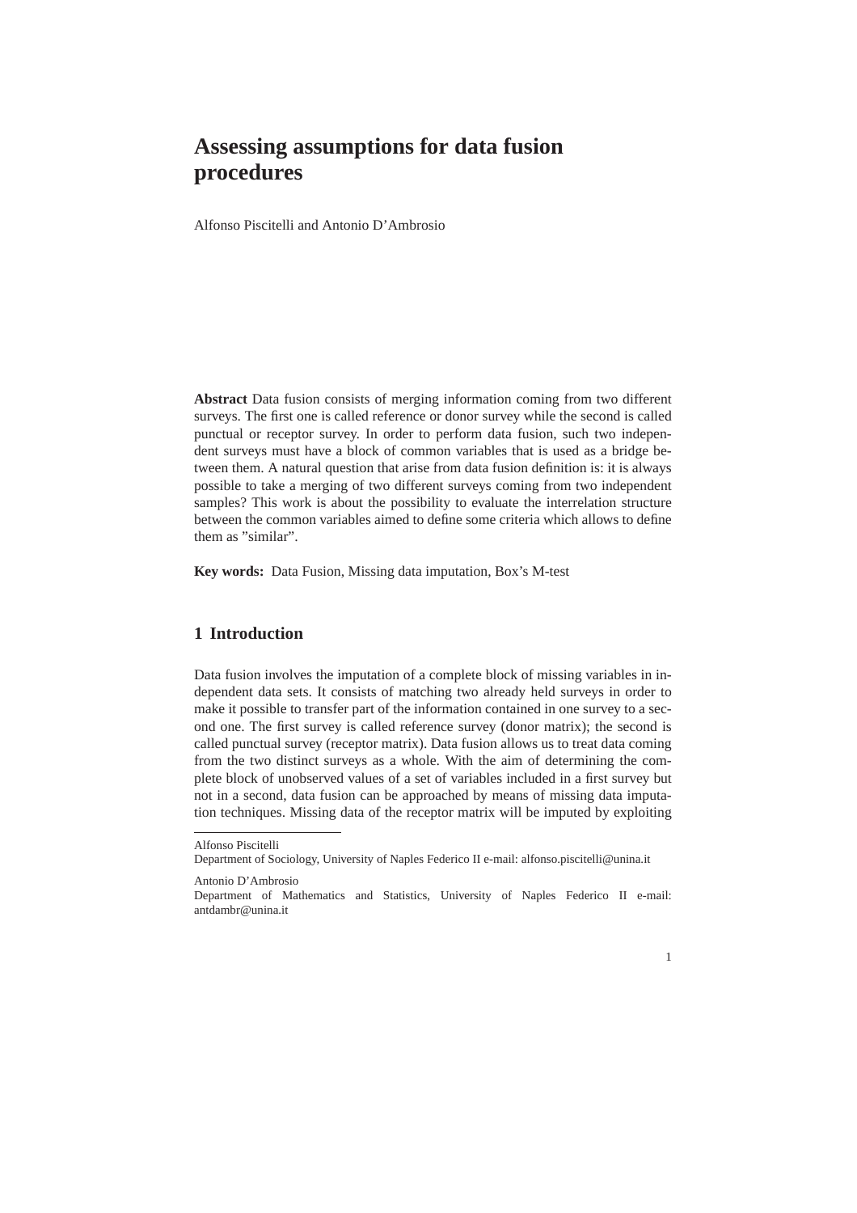# Assessing assumptions for data fusion procedures

Alfonso Piscitelli and Antonio D'Ambrosio

**Abstract** Data fusion consists of merging information coming from two different surveys. The first one is called reference or donor survey while the second is called punctual or receptor survey. In order to perform data fusion, such two independent surveys must have a block of common variables that is used as a bridge between them. A natural question that arise from data fusion definition is: it is always possible to take a merging of two different surveys coming from two independent samples? This work is about the possibility to evaluate the interrelation structure between the common variables aimed to define some criteria which allows to define them as "similar".

**Key words:** Data Fusion, Missing data imputation, Box's M-test

## 1 Introduction

Data fusion involves the imputation of a complete block of missing variables in independent data sets. It consists of matching two already held surveys in order to make it possible to transfer part of the information contained in one survey to a second one. The first survey is called reference survey (donor matrix); the second is called punctual survey (receptor matrix). Data fusion allows us to treat data coming from the two distinct surveys as a whole. With the aim of determining the complete block of unobserved values of a set of variables included in a first survey but not in a second, data fusion can be approached by means of missing data imputation techniques. Missing data of the receptor matrix will be imputed by exploiting

---

Alfonso Piscitelli
Department of Sociology, University of Naples Federico II e-mail: alfonso.piscitelli@unina.it

Antonio D'Ambrosio
Department of Mathematics and Statistics, University of Naples Federico II e-mail: antdambr@unina.it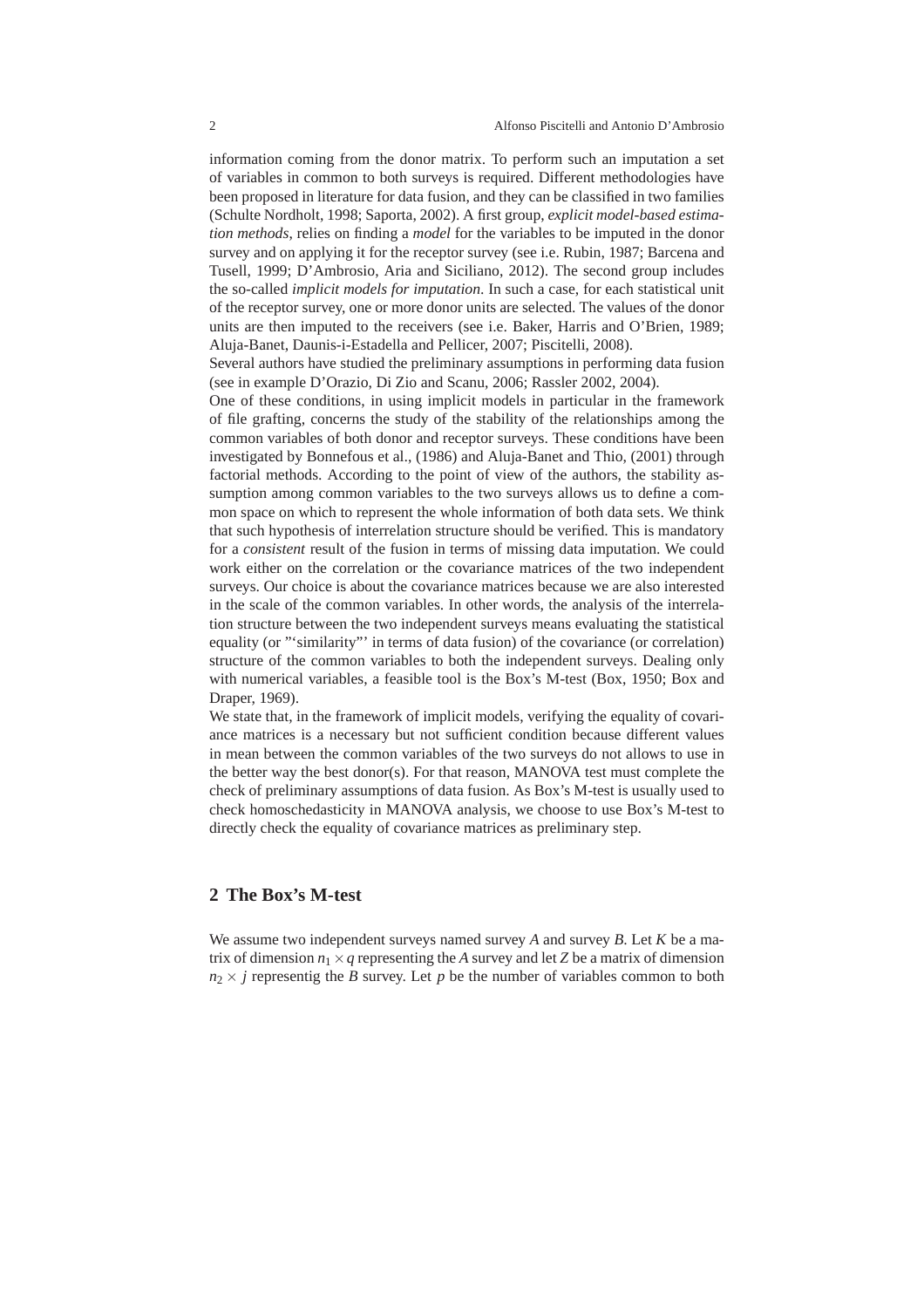information coming from the donor matrix. To perform such an imputation a set of variables in common to both surveys is required. Different methodologies have been proposed in literature for data fusion, and they can be classified in two families (Schulte Nordholt, 1998; Saporta, 2002). A first group, *explicit model-based estimation methods*, relies on finding a *model* for the variables to be imputed in the donor survey and on applying it for the receptor survey (see i.e. Rubin, 1987; Barcena and Tusell, 1999; D'Ambrosio, Aria and Siciliano, 2012). The second group includes the so-called *implicit models for imputation*. In such a case, for each statistical unit of the receptor survey, one or more donor units are selected. The values of the donor units are then imputed to the receivers (see i.e. Baker, Harris and O'Brien, 1989; Aluja-Banet, Daunis-i-Estadella and Pellicer, 2007; Piscitelli, 2008).
Several authors have studied the preliminary assumptions in performing data fusion (see in example D'Orazio, Di Zio and Scanu, 2006; Rassler 2002, 2004).
One of these conditions, in using implicit models in particular in the framework of file grafting, concerns the study of the stability of the relationships among the common variables of both donor and receptor surveys. These conditions have been investigated by Bonnefous et al., (1986) and Aluja-Banet and Thio, (2001) through factorial methods. According to the point of view of the authors, the stability assumption among common variables to the two surveys allows us to define a common space on which to represent the whole information of both data sets. We think that such hypothesis of interrelation structure should be verified. This is mandatory for a *consistent* result of the fusion in terms of missing data imputation. We could work either on the correlation or the covariance matrices of the two independent surveys. Our choice is about the covariance matrices because we are also interested in the scale of the common variables. In other words, the analysis of the interrelation structure between the two independent surveys means evaluating the statistical equality (or "'similarity"' in terms of data fusion) of the covariance (or correlation) structure of the common variables to both the independent surveys. Dealing only with numerical variables, a feasible tool is the Box's M-test (Box, 1950; Box and Draper, 1969).
We state that, in the framework of implicit models, verifying the equality of covariance matrices is a necessary but not sufficient condition because different values in mean between the common variables of the two surveys do not allows to use in the better way the best donor(s). For that reason, MANOVA test must complete the check of preliminary assumptions of data fusion. As Box's M-test is usually used to check homoschedasticity in MANOVA analysis, we choose to use Box's M-test to directly check the equality of covariance matrices as preliminary step.

## 2 The Box's M-test

We assume two independent surveys named survey $A$ and survey $B$. Let $K$ be a matrix of dimension $n_1 \times q$ representing the $A$ survey and let $Z$ be a matrix of dimension $n_2 \times j$ representig the $B$ survey. Let $p$ be the number of variables common to both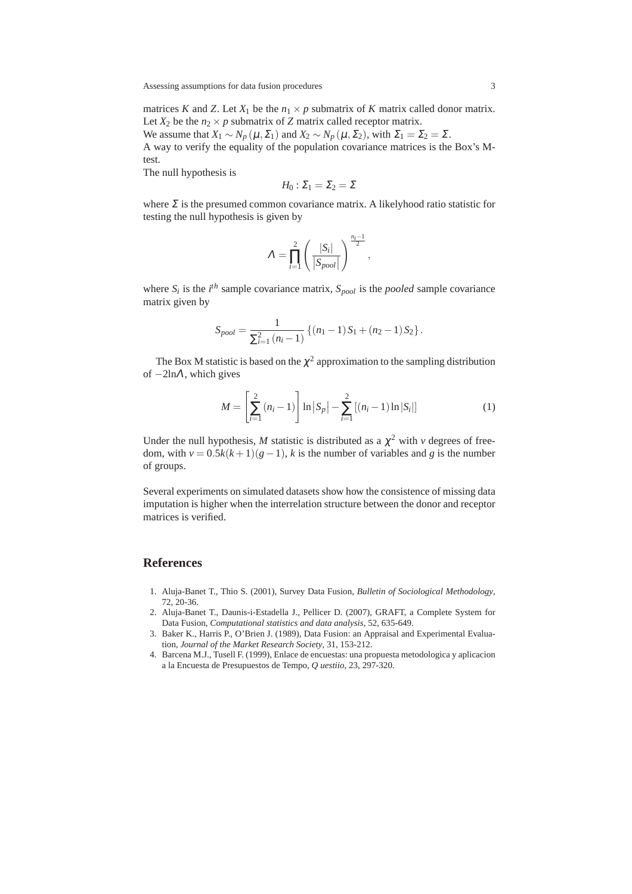matrices $K$ and $Z$. Let $X_1$ be the $n_1 \times p$ submatrix of $K$ matrix called donor matrix. Let $X_2$ be the $n_2 \times p$ submatrix of $Z$ matrix called receptor matrix.
We assume that $X_1 \sim N_p(\mu, \Sigma_1)$ and $X_2 \sim N_p(\mu, \Sigma_2)$, with $\Sigma_1 = \Sigma_2 = \Sigma$.
A way to verify the equality of the population covariance matrices is the Box's M-test.
The null hypothesis is

$$H_0 : \Sigma_1 = \Sigma_2 = \Sigma$$

where $\Sigma$ is the presumed common covariance matrix. A likelyhood ratio statistic for testing the null hypothesis is given by

$$\Lambda = \prod_{i=1}^{2} \left( \frac{|S_i|}{|S_{pool}|} \right)^{\frac{n_i - 1}{2}},$$

where $S_i$ is the $i^{th}$ sample covariance matrix, $S_{pool}$ is the *pooled* sample covariance matrix given by

$$S_{pool} = \frac{1}{\sum_{i=1}^{2} (n_i - 1)} \left\{ (n_1 - 1) S_1 + (n_2 - 1) S_2 \right\}.$$

The Box M statistic is based on the $\chi^2$ approximation to the sampling distribution of $-2\ln\Lambda$, which gives

$$M = \left[ \sum_{i=1}^{2} (n_i - 1) \right] \ln |S_p| - \sum_{i=1}^{2} \left[ (n_i - 1) \ln |S_i| \right] \tag{1}$$

Under the null hypothesis, $M$ statistic is distributed as a $\chi^2$ with $v$ degrees of freedom, with $v = 0.5k(k+1)(g-1)$, $k$ is the number of variables and $g$ is the number of groups.

Several experiments on simulated datasets show how the consistence of missing data imputation is higher when the interrelation structure between the donor and receptor matrices is verified.

## References

1. Aluja-Banet T., Thio S. (2001), Survey Data Fusion, *Bulletin of Sociological Methodology*, 72, 20-36.
2. Aluja-Banet T., Daunis-i-Estadella J., Pellicer D. (2007), GRAFT, a Complete System for Data Fusion, *Computational statistics and data analysis*, 52, 635-649.
3. Baker K., Harris P., O'Brien J. (1989), Data Fusion: an Appraisal and Experimental Evaluation, *Journal of the Market Research Society*, 31, 153-212.
4. Barcena M.J., Tusell F. (1999), Enlace de encuestas: una propuesta metodologica y aplicacion a la Encuesta de Presupuestos de Tempo, *Q uestiio*, 23, 297-320.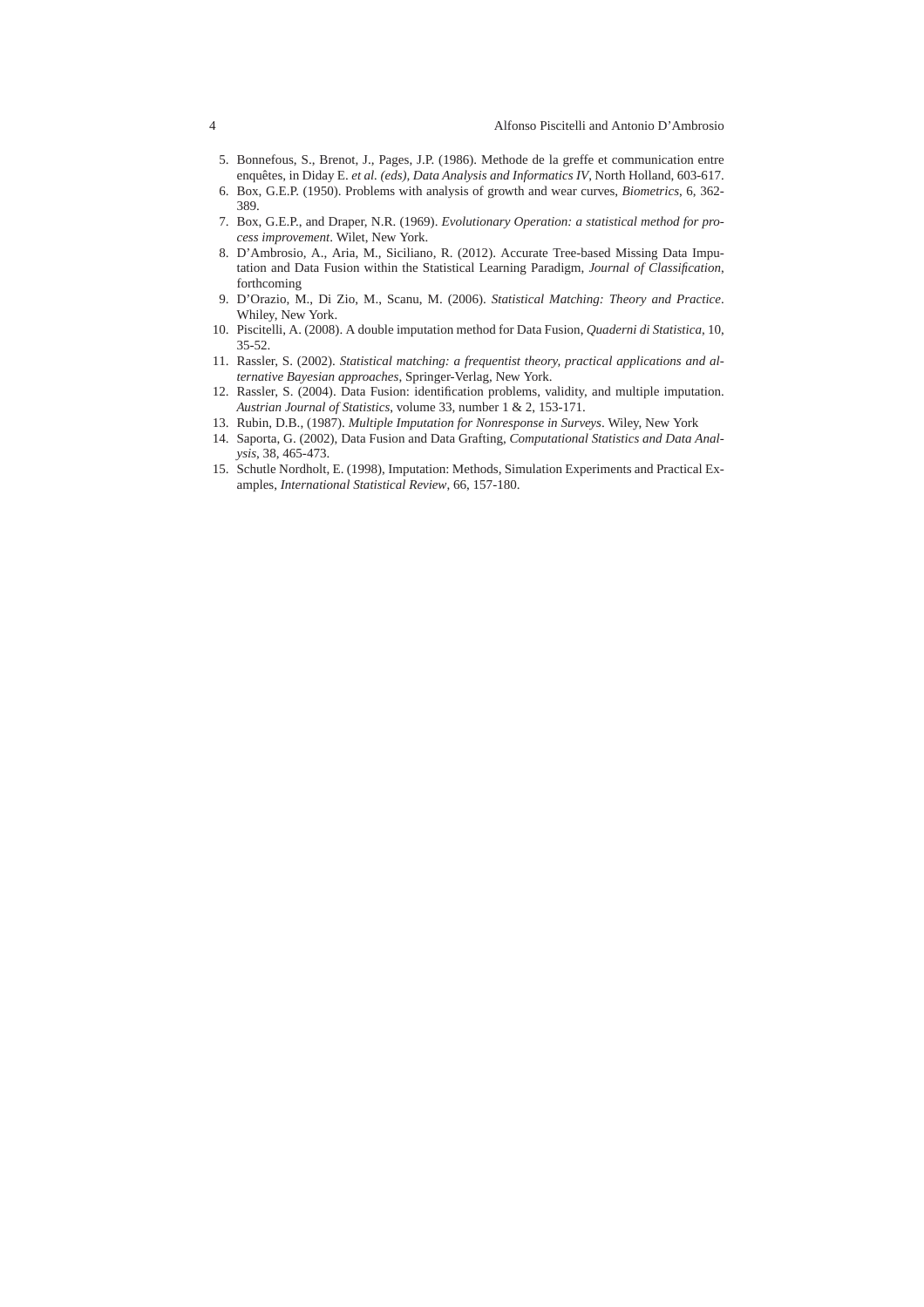5. Bonnefous, S., Brenot, J., Pages, J.P. (1986). Methode de la greffe et communication entre enquêtes, in Diday E. *et al. (eds)*, *Data Analysis and Informatics IV*, North Holland, 603-617.
6. Box, G.E.P. (1950). Problems with analysis of growth and wear curves, *Biometrics*, 6, 362-389.
7. Box, G.E.P., and Draper, N.R. (1969). *Evolutionary Operation: a statistical method for process improvement*. Wilet, New York.
8. D'Ambrosio, A., Aria, M., Siciliano, R. (2012). Accurate Tree-based Missing Data Imputation and Data Fusion within the Statistical Learning Paradigm, *Journal of Classification*, forthcoming
9. D'Orazio, M., Di Zio, M., Scanu, M. (2006). *Statistical Matching: Theory and Practice*. Whiley, New York.
10. Piscitelli, A. (2008). A double imputation method for Data Fusion, *Quaderni di Statistica*, 10, 35-52.
11. Rassler, S. (2002). *Statistical matching: a frequentist theory, practical applications and alternative Bayesian approaches*, Springer-Verlag, New York.
12. Rassler, S. (2004). Data Fusion: identification problems, validity, and multiple imputation. *Austrian Journal of Statistics*, volume 33, number 1 & 2, 153-171.
13. Rubin, D.B., (1987). *Multiple Imputation for Nonresponse in Surveys*. Wiley, New York
14. Saporta, G. (2002), Data Fusion and Data Grafting, *Computational Statistics and Data Analysis*, 38, 465-473.
15. Schutle Nordholt, E. (1998), Imputation: Methods, Simulation Experiments and Practical Examples, *International Statistical Review*, 66, 157-180.